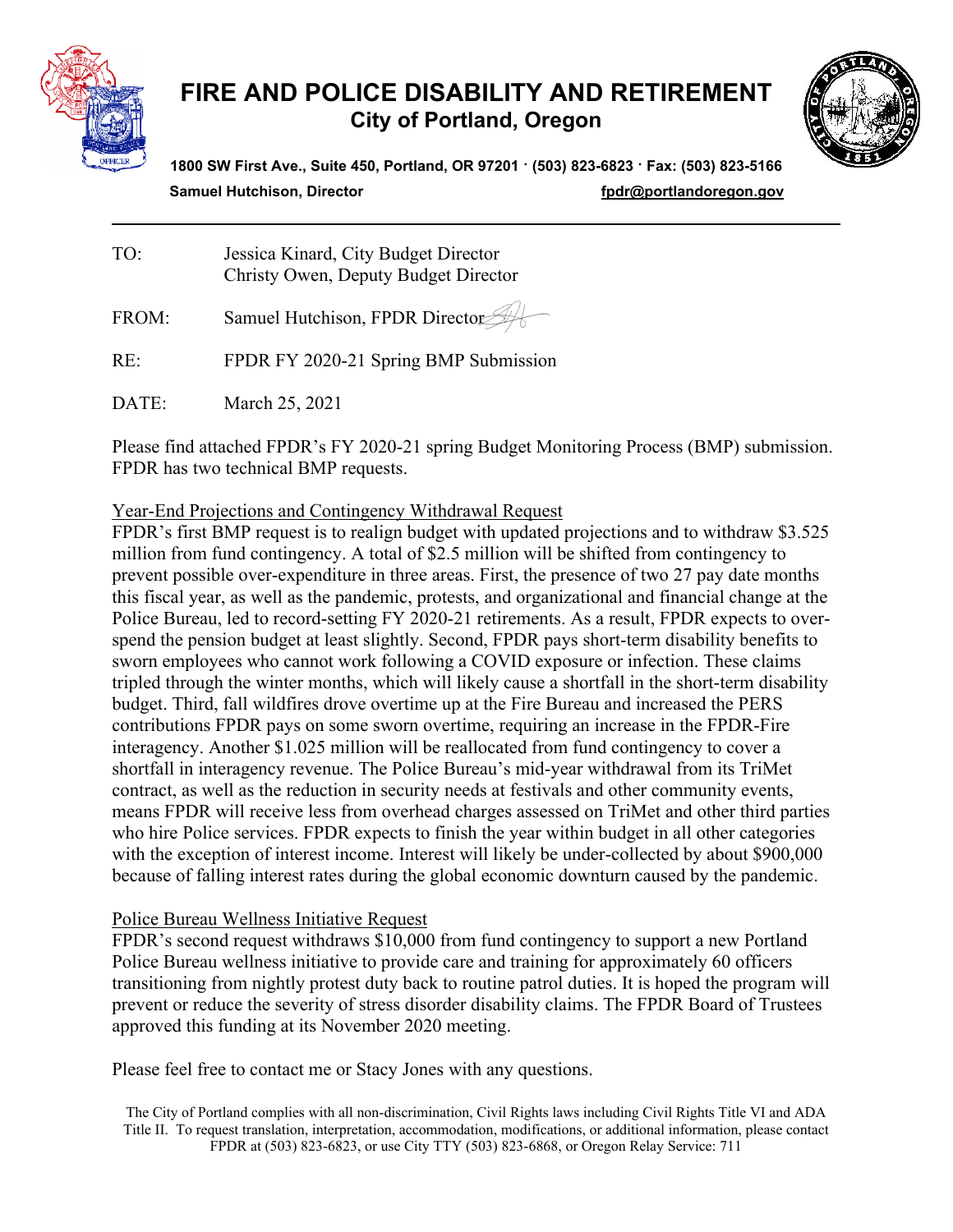# FIRE AND POLICE DISABILITY AND RETIREMENT

## City of Portland, Oregon

**1800 SW First Ave., Suite 450, Portland, OR 97201 · (503) 823-6823 · Fax: (503) 823-5166**

**Samuel Hutchison, Director** **fpdr@portlandoregon.gov**

---

TO: Jessica Kinard, City Budget Director
Christy Owen, Deputy Budget Director

FROM: Samuel Hutchison, FPDR Director

RE: FPDR FY 2020-21 Spring BMP Submission

DATE: March 25, 2021

Please find attached FPDR's FY 2020-21 spring Budget Monitoring Process (BMP) submission. FPDR has two technical BMP requests.

Year-End Projections and Contingency Withdrawal Request

FPDR's first BMP request is to realign budget with updated projections and to withdraw $3.525 million from fund contingency. A total of $2.5 million will be shifted from contingency to prevent possible over-expenditure in three areas. First, the presence of two 27 pay date months this fiscal year, as well as the pandemic, protests, and organizational and financial change at the Police Bureau, led to record-setting FY 2020-21 retirements. As a result, FPDR expects to over-spend the pension budget at least slightly. Second, FPDR pays short-term disability benefits to sworn employees who cannot work following a COVID exposure or infection. These claims tripled through the winter months, which will likely cause a shortfall in the short-term disability budget. Third, fall wildfires drove overtime up at the Fire Bureau and increased the PERS contributions FPDR pays on some sworn overtime, requiring an increase in the FPDR-Fire interagency. Another $1.025 million will be reallocated from fund contingency to cover a shortfall in interagency revenue. The Police Bureau's mid-year withdrawal from its TriMet contract, as well as the reduction in security needs at festivals and other community events, means FPDR will receive less from overhead charges assessed on TriMet and other third parties who hire Police services. FPDR expects to finish the year within budget in all other categories with the exception of interest income. Interest will likely be under-collected by about $900,000 because of falling interest rates during the global economic downturn caused by the pandemic.

Police Bureau Wellness Initiative Request

FPDR's second request withdraws $10,000 from fund contingency to support a new Portland Police Bureau wellness initiative to provide care and training for approximately 60 officers transitioning from nightly protest duty back to routine patrol duties. It is hoped the program will prevent or reduce the severity of stress disorder disability claims. The FPDR Board of Trustees approved this funding at its November 2020 meeting.

Please feel free to contact me or Stacy Jones with any questions.

The City of Portland complies with all non-discrimination, Civil Rights laws including Civil Rights Title VI and ADA Title II. To request translation, interpretation, accommodation, modifications, or additional information, please contact FPDR at (503) 823-6823, or use City TTY (503) 823-6868, or Oregon Relay Service: 711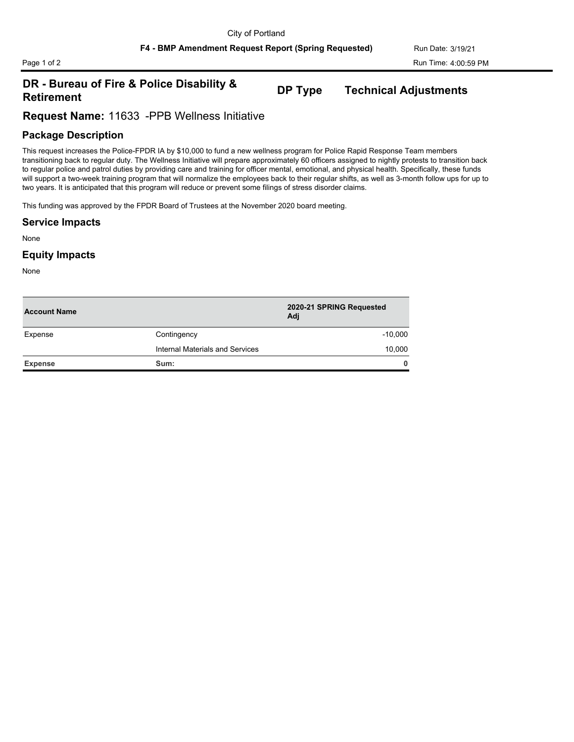City of Portland

**F4 - BMP Amendment Request Report (Spring Requested)**

Run Date: 3/19/21

Run Time: 4:00:59 PM

## DR - Bureau of Fire & Police Disability & Retirement

**DP Type** **Technical Adjustments**

## Request Name: 11633 -PPB Wellness Initiative

### Package Description

This request increases the Police-FPDR IA by $10,000 to fund a new wellness program for Police Rapid Response Team members transitioning back to regular duty. The Wellness Initiative will prepare approximately 60 officers assigned to nightly protests to transition back to regular police and patrol duties by providing care and training for officer mental, emotional, and physical health. Specifically, these funds will support a two-week training program that will normalize the employees back to their regular shifts, as well as 3-month follow ups for up to two years. It is anticipated that this program will reduce or prevent some filings of stress disorder claims.

This funding was approved by the FPDR Board of Trustees at the November 2020 board meeting.

### Service Impacts

None

### Equity Impacts

None

| Account Name | | 2020-21 SPRING Requested Adj |
|---|---|---|
| Expense | Contingency | -10,000 |
| | Internal Materials and Services | 10,000 |
| **Expense** | **Sum:** | **0** |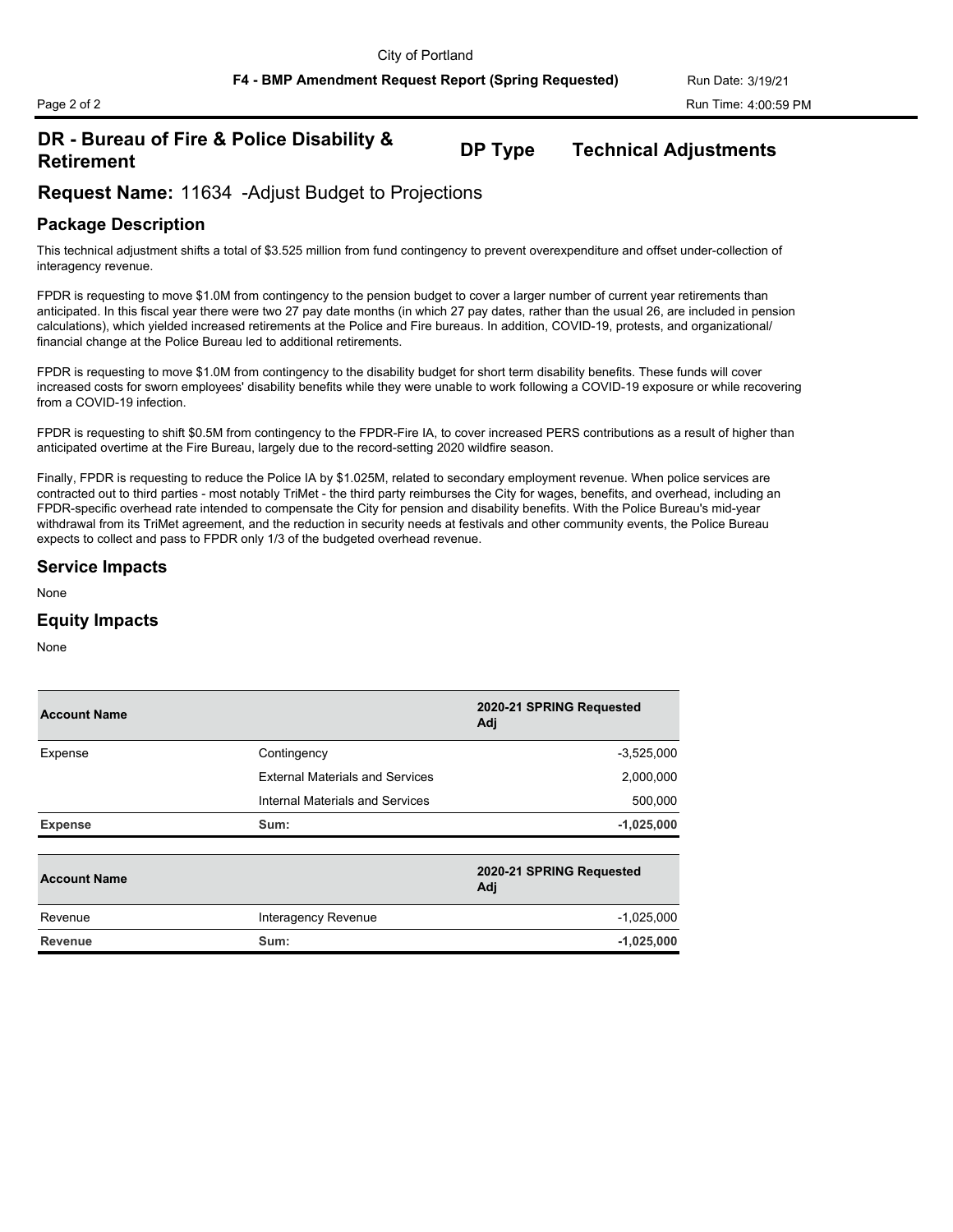## DR - Bureau of Fire & Police Disability & Retirement

**DP Type** **Technical Adjustments**

## Request Name: 11634 -Adjust Budget to Projections

### Package Description

This technical adjustment shifts a total of $3.525 million from fund contingency to prevent overexpenditure and offset under-collection of interagency revenue.

FPDR is requesting to move $1.0M from contingency to the pension budget to cover a larger number of current year retirements than anticipated. In this fiscal year there were two 27 pay date months (in which 27 pay dates, rather than the usual 26, are included in pension calculations), which yielded increased retirements at the Police and Fire bureaus. In addition, COVID-19, protests, and organizational/ financial change at the Police Bureau led to additional retirements.

FPDR is requesting to move $1.0M from contingency to the disability budget for short term disability benefits. These funds will cover increased costs for sworn employees' disability benefits while they were unable to work following a COVID-19 exposure or while recovering from a COVID-19 infection.

FPDR is requesting to shift $0.5M from contingency to the FPDR-Fire IA, to cover increased PERS contributions as a result of higher than anticipated overtime at the Fire Bureau, largely due to the record-setting 2020 wildfire season.

Finally, FPDR is requesting to reduce the Police IA by $1.025M, related to secondary employment revenue. When police services are contracted out to third parties - most notably TriMet - the third party reimburses the City for wages, benefits, and overhead, including an FPDR-specific overhead rate intended to compensate the City for pension and disability benefits. With the Police Bureau's mid-year withdrawal from its TriMet agreement, and the reduction in security needs at festivals and other community events, the Police Bureau expects to collect and pass to FPDR only 1/3 of the budgeted overhead revenue.

### Service Impacts

None

### Equity Impacts

None

| Account Name | | 2020-21 SPRING Requested Adj |
|---|---|---|
| Expense | Contingency | -3,525,000 |
| | External Materials and Services | 2,000,000 |
| | Internal Materials and Services | 500,000 |
| **Expense** | **Sum:** | **-1,025,000** |

| Account Name | | 2020-21 SPRING Requested Adj |
|---|---|---|
| Revenue | Interagency Revenue | -1,025,000 |
| **Revenue** | **Sum:** | **-1,025,000** |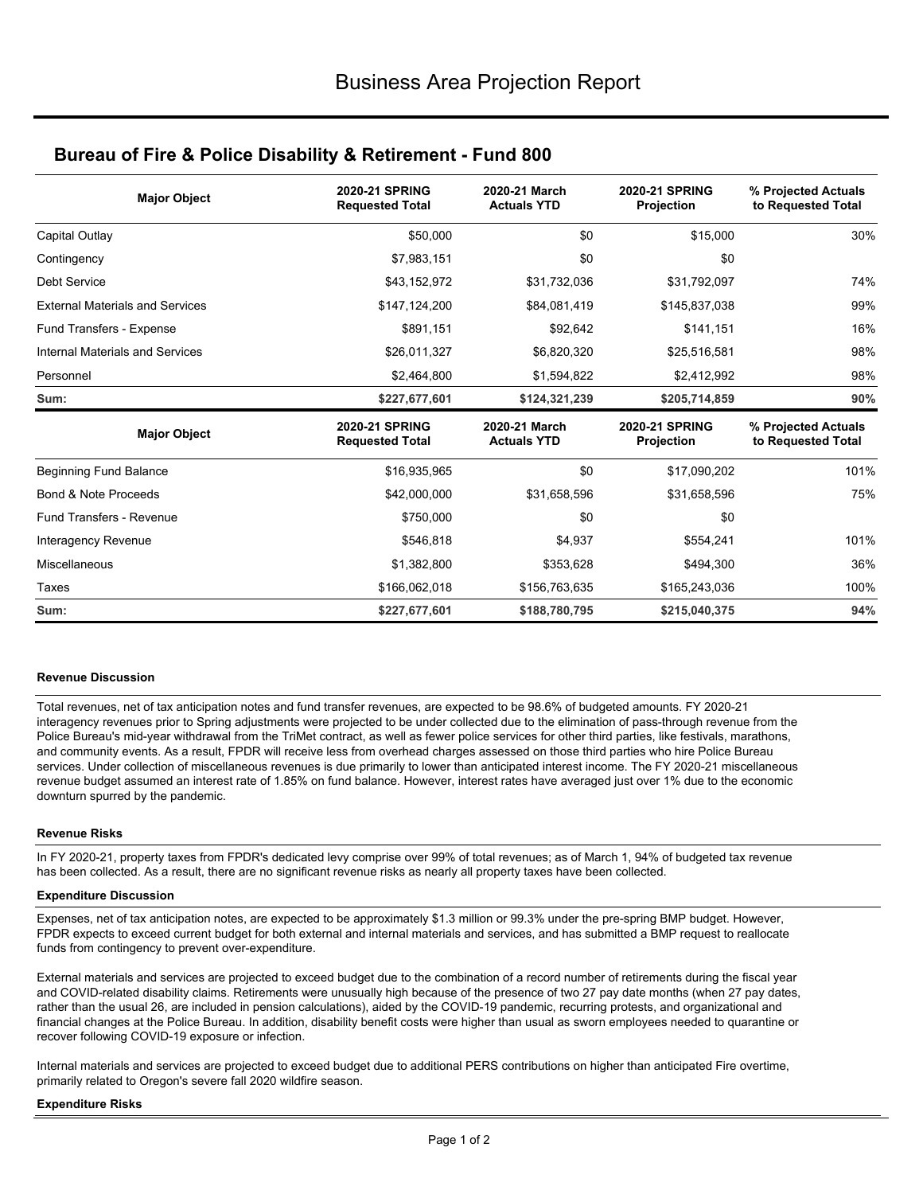# Business Area Projection Report

## Bureau of Fire & Police Disability & Retirement - Fund 800

| Major Object | 2020-21 SPRING Requested Total | 2020-21 March Actuals YTD | 2020-21 SPRING Projection | % Projected Actuals to Requested Total |
|---|---|---|---|---|
| Capital Outlay | $50,000 | $0 | $15,000 | 30% |
| Contingency | $7,983,151 | $0 | $0 | |
| Debt Service | $43,152,972 | $31,732,036 | $31,792,097 | 74% |
| External Materials and Services | $147,124,200 | $84,081,419 | $145,837,038 | 99% |
| Fund Transfers - Expense | $891,151 | $92,642 | $141,151 | 16% |
| Internal Materials and Services | $26,011,327 | $6,820,320 | $25,516,581 | 98% |
| Personnel | $2,464,800 | $1,594,822 | $2,412,992 | 98% |
| **Sum:** | **$227,677,601** | **$124,321,239** | **$205,714,859** | **90%** |

| Major Object | 2020-21 SPRING Requested Total | 2020-21 March Actuals YTD | 2020-21 SPRING Projection | % Projected Actuals to Requested Total |
|---|---|---|---|---|
| Beginning Fund Balance | $16,935,965 | $0 | $17,090,202 | 101% |
| Bond & Note Proceeds | $42,000,000 | $31,658,596 | $31,658,596 | 75% |
| Fund Transfers - Revenue | $750,000 | $0 | $0 | |
| Interagency Revenue | $546,818 | $4,937 | $554,241 | 101% |
| Miscellaneous | $1,382,800 | $353,628 | $494,300 | 36% |
| Taxes | $166,062,018 | $156,763,635 | $165,243,036 | 100% |
| **Sum:** | **$227,677,601** | **$188,780,795** | **$215,040,375** | **94%** |

### Revenue Discussion

Total revenues, net of tax anticipation notes and fund transfer revenues, are expected to be 98.6% of budgeted amounts. FY 2020-21 interagency revenues prior to Spring adjustments were projected to be under collected due to the elimination of pass-through revenue from the Police Bureau's mid-year withdrawal from the TriMet contract, as well as fewer police services for other third parties, like festivals, marathons, and community events. As a result, FPDR will receive less from overhead charges assessed on those third parties who hire Police Bureau services. Under collection of miscellaneous revenues is due primarily to lower than anticipated interest income. The FY 2020-21 miscellaneous revenue budget assumed an interest rate of 1.85% on fund balance. However, interest rates have averaged just over 1% due to the economic downturn spurred by the pandemic.

### Revenue Risks

In FY 2020-21, property taxes from FPDR's dedicated levy comprise over 99% of total revenues; as of March 1, 94% of budgeted tax revenue has been collected. As a result, there are no significant revenue risks as nearly all property taxes have been collected.

### Expenditure Discussion

Expenses, net of tax anticipation notes, are expected to be approximately $1.3 million or 99.3% under the pre-spring BMP budget. However, FPDR expects to exceed current budget for both external and internal materials and services, and has submitted a BMP request to reallocate funds from contingency to prevent over-expenditure.

External materials and services are projected to exceed budget due to the combination of a record number of retirements during the fiscal year and COVID-related disability claims. Retirements were unusually high because of the presence of two 27 pay date months (when 27 pay dates, rather than the usual 26, are included in pension calculations), aided by the COVID-19 pandemic, recurring protests, and organizational and financial changes at the Police Bureau. In addition, disability benefit costs were higher than usual as sworn employees needed to quarantine or recover following COVID-19 exposure or infection.

Internal materials and services are projected to exceed budget due to additional PERS contributions on higher than anticipated Fire overtime, primarily related to Oregon's severe fall 2020 wildfire season.

### Expenditure Risks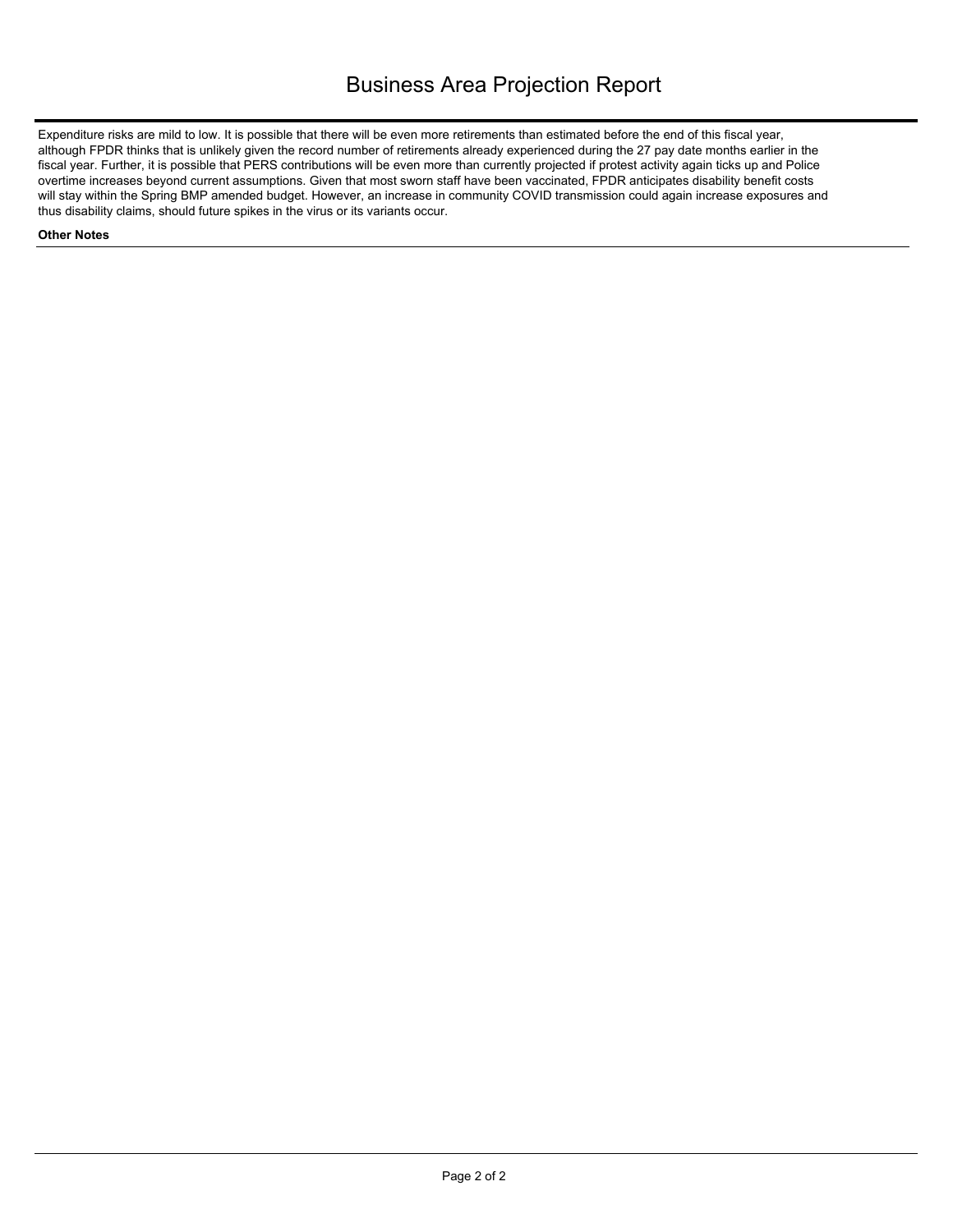# Business Area Projection Report

Expenditure risks are mild to low. It is possible that there will be even more retirements than estimated before the end of this fiscal year, although FPDR thinks that is unlikely given the record number of retirements already experienced during the 27 pay date months earlier in the fiscal year. Further, it is possible that PERS contributions will be even more than currently projected if protest activity again ticks up and Police overtime increases beyond current assumptions. Given that most sworn staff have been vaccinated, FPDR anticipates disability benefit costs will stay within the Spring BMP amended budget. However, an increase in community COVID transmission could again increase exposures and thus disability claims, should future spikes in the virus or its variants occur.

**Other Notes**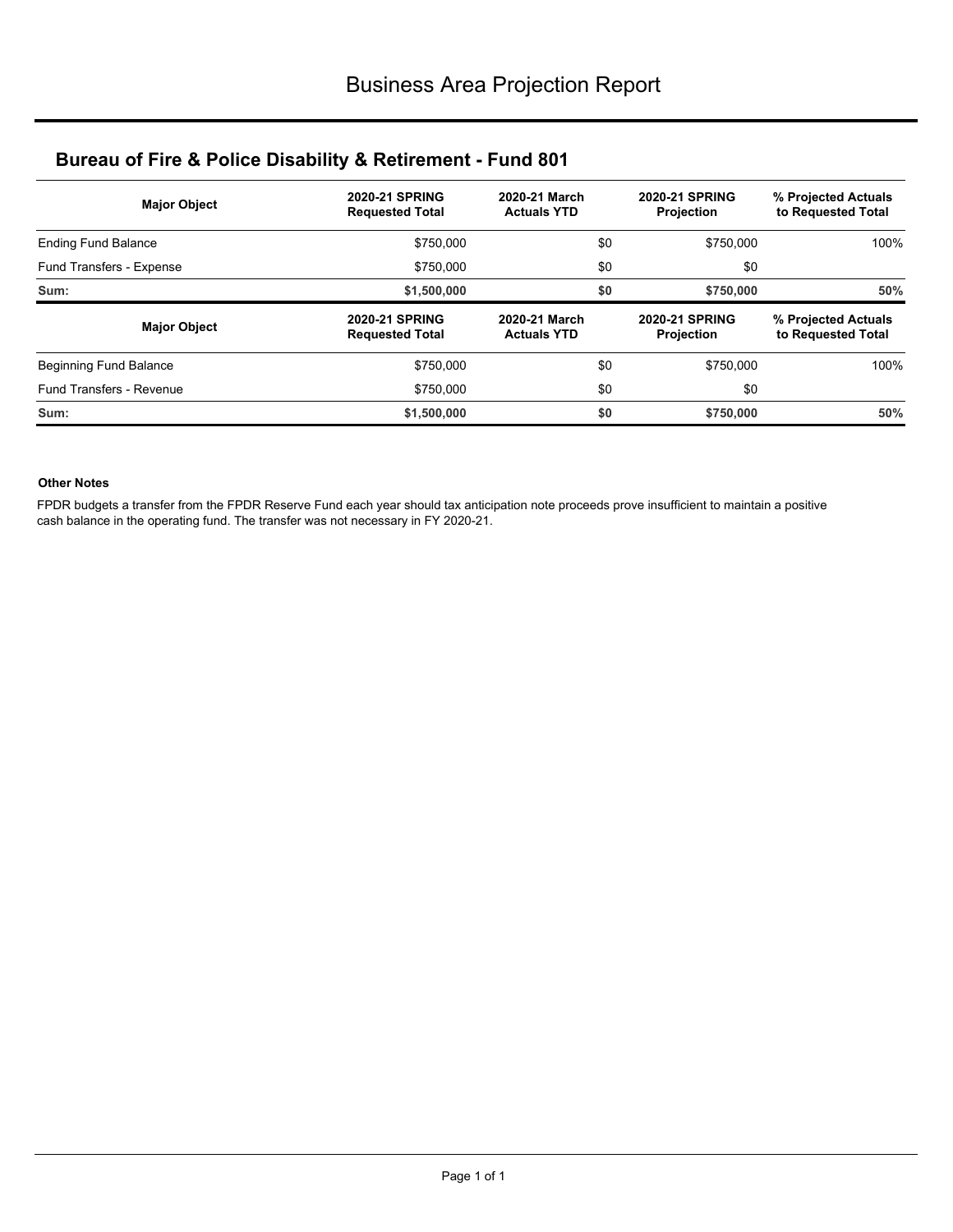# Business Area Projection Report

## Bureau of Fire & Police Disability & Retirement - Fund 801

| Major Object | 2020-21 SPRING Requested Total | 2020-21 March Actuals YTD | 2020-21 SPRING Projection | % Projected Actuals to Requested Total |
|---|---|---|---|---|
| Ending Fund Balance | $750,000 | $0 | $750,000 | 100% |
| Fund Transfers - Expense | $750,000 | $0 | $0 | |
| **Sum:** | **$1,500,000** | **$0** | **$750,000** | **50%** |

| Major Object | 2020-21 SPRING Requested Total | 2020-21 March Actuals YTD | 2020-21 SPRING Projection | % Projected Actuals to Requested Total |
|---|---|---|---|---|
| Beginning Fund Balance | $750,000 | $0 | $750,000 | 100% |
| Fund Transfers - Revenue | $750,000 | $0 | $0 | |
| **Sum:** | **$1,500,000** | **$0** | **$750,000** | **50%** |

**Other Notes**

FPDR budgets a transfer from the FPDR Reserve Fund each year should tax anticipation note proceeds prove insufficient to maintain a positive cash balance in the operating fund. The transfer was not necessary in FY 2020-21.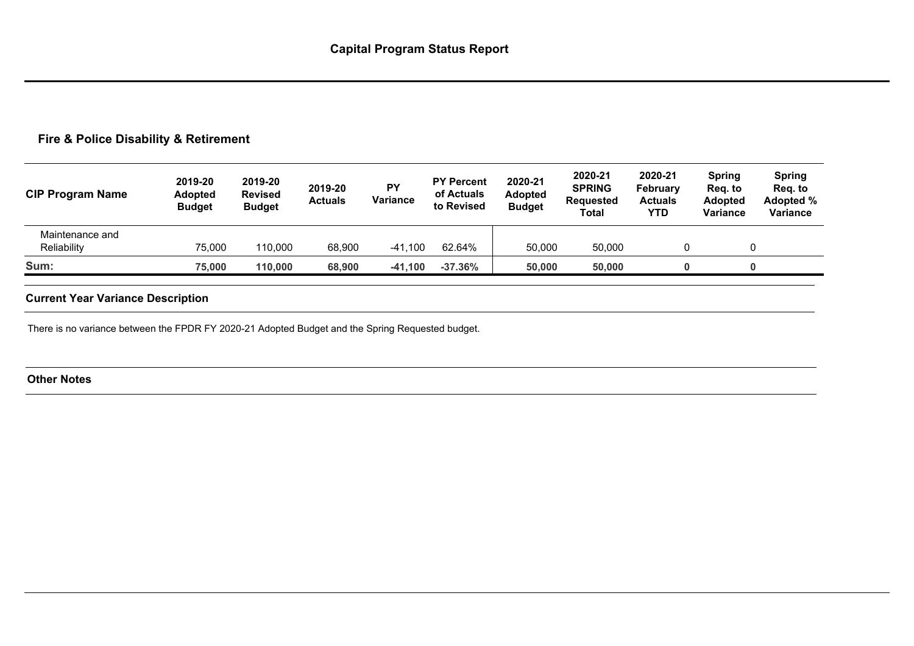# Capital Program Status Report

## Fire & Police Disability & Retirement

| CIP Program Name | 2019-20 Adopted Budget | 2019-20 Revised Budget | 2019-20 Actuals | PY Variance | PY Percent of Actuals to Revised | 2020-21 Adopted Budget | 2020-21 SPRING Requested Total | 2020-21 February Actuals YTD | Spring Req. to Adopted Variance | Spring Req. to Adopted % Variance |
|---|---|---|---|---|---|---|---|---|---|---|
| Maintenance and Reliability | 75,000 | 110,000 | 68,900 | -41,100 | 62.64% | 50,000 | 50,000 | 0 | 0 | |
| **Sum:** | **75,000** | **110,000** | **68,900** | **-41,100** | **-37.36%** | **50,000** | **50,000** | **0** | **0** | |

### Current Year Variance Description

There is no variance between the FPDR FY 2020-21 Adopted Budget and the Spring Requested budget.

### Other Notes